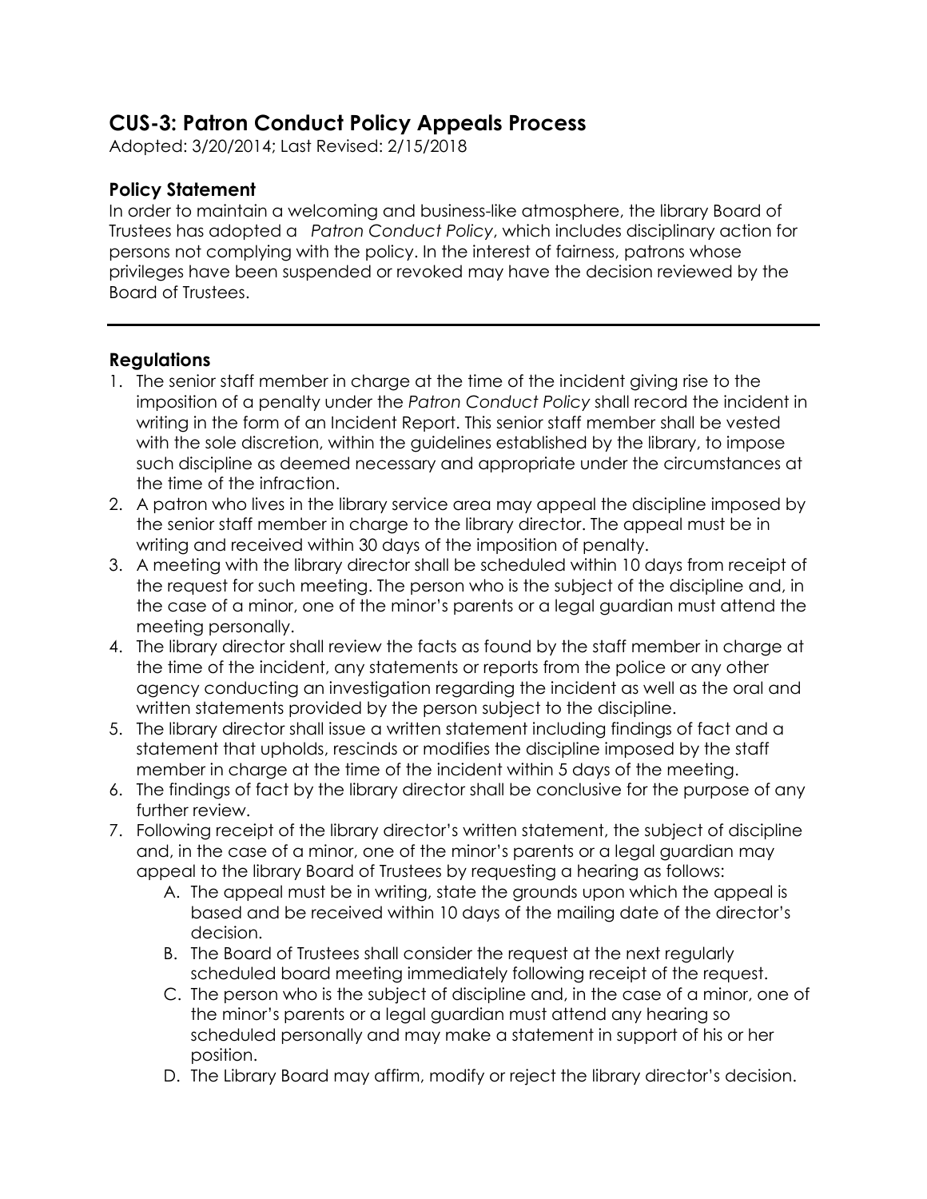# CUS-3: Patron Conduct Policy Appeals Process

Adopted: 3/20/2014; Last Revised: 2/15/2018

## Policy Statement

In order to maintain a welcoming and business-like atmosphere, the library Board of Trustees has adopted a *Patron Conduct Policy*, which includes disciplinary action for persons not complying with the policy. In the interest of fairness, patrons whose privileges have been suspended or revoked may have the decision reviewed by the Board of Trustees.

---

## Regulations

1. The senior staff member in charge at the time of the incident giving rise to the imposition of a penalty under the *Patron Conduct Policy* shall record the incident in writing in the form of an Incident Report. This senior staff member shall be vested with the sole discretion, within the guidelines established by the library, to impose such discipline as deemed necessary and appropriate under the circumstances at the time of the infraction.
2. A patron who lives in the library service area may appeal the discipline imposed by the senior staff member in charge to the library director. The appeal must be in writing and received within 30 days of the imposition of penalty.
3. A meeting with the library director shall be scheduled within 10 days from receipt of the request for such meeting. The person who is the subject of the discipline and, in the case of a minor, one of the minor's parents or a legal guardian must attend the meeting personally.
4. The library director shall review the facts as found by the staff member in charge at the time of the incident, any statements or reports from the police or any other agency conducting an investigation regarding the incident as well as the oral and written statements provided by the person subject to the discipline.
5. The library director shall issue a written statement including findings of fact and a statement that upholds, rescinds or modifies the discipline imposed by the staff member in charge at the time of the incident within 5 days of the meeting.
6. The findings of fact by the library director shall be conclusive for the purpose of any further review.
7. Following receipt of the library director's written statement, the subject of discipline and, in the case of a minor, one of the minor's parents or a legal guardian may appeal to the library Board of Trustees by requesting a hearing as follows:
   A. The appeal must be in writing, state the grounds upon which the appeal is based and be received within 10 days of the mailing date of the director's decision.
   B. The Board of Trustees shall consider the request at the next regularly scheduled board meeting immediately following receipt of the request.
   C. The person who is the subject of discipline and, in the case of a minor, one of the minor's parents or a legal guardian must attend any hearing so scheduled personally and may make a statement in support of his or her position.
   D. The Library Board may affirm, modify or reject the library director's decision.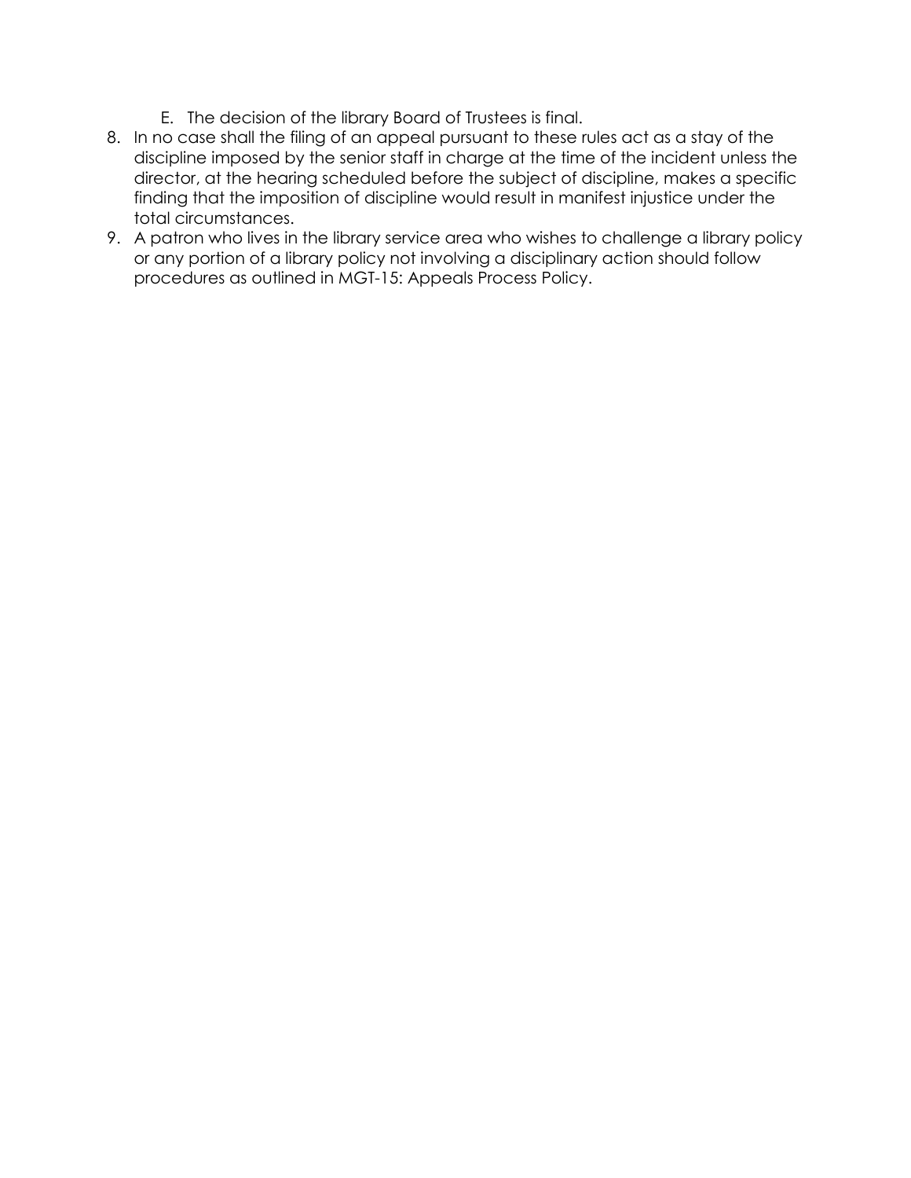E. The decision of the library Board of Trustees is final.

8. In no case shall the filing of an appeal pursuant to these rules act as a stay of the discipline imposed by the senior staff in charge at the time of the incident unless the director, at the hearing scheduled before the subject of discipline, makes a specific finding that the imposition of discipline would result in manifest injustice under the total circumstances.
9. A patron who lives in the library service area who wishes to challenge a library policy or any portion of a library policy not involving a disciplinary action should follow procedures as outlined in MGT-15: Appeals Process Policy.